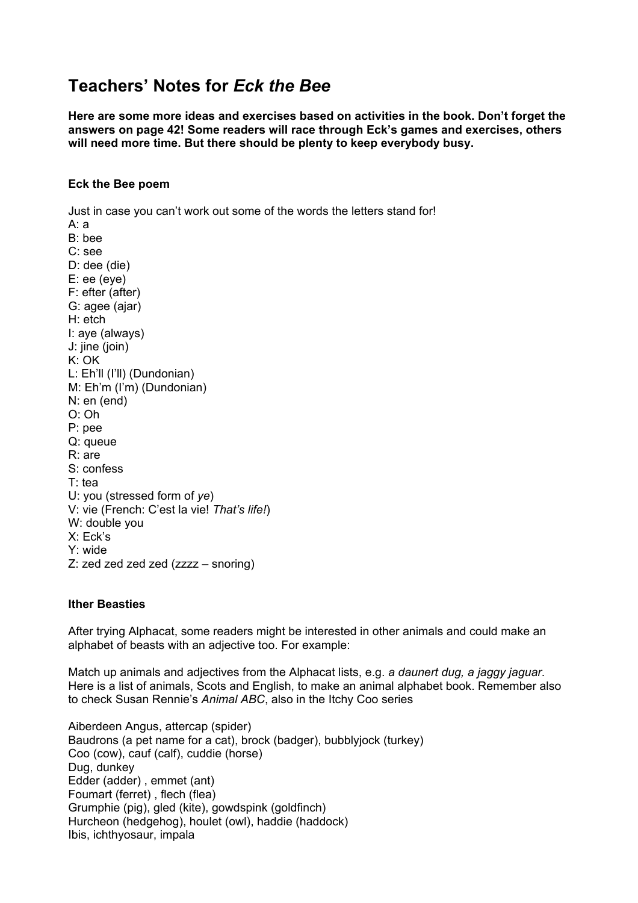# Teachers' Notes for *Eck the Bee*

**Here are some more ideas and exercises based on activities in the book. Don't forget the answers on page 42! Some readers will race through Eck's games and exercises, others will need more time. But there should be plenty to keep everybody busy.**

### Eck the Bee poem

Just in case you can't work out some of the words the letters stand for!
A: a
B: bee
C: see
D: dee (die)
E: ee (eye)
F: efter (after)
G: agee (ajar)
H: etch
I: aye (always)
J: jine (join)
K: OK
L: Eh'll (I'll) (Dundonian)
M: Eh'm (I'm) (Dundonian)
N: en (end)
O: Oh
P: pee
Q: queue
R: are
S: confess
T: tea
U: you (stressed form of *ye*)
V: vie (French: C'est la vie! *That's life!*)
W: double you
X: Eck's
Y: wide
Z: zed zed zed zed (zzzz – snoring)

### Ither Beasties

After trying Alphacat, some readers might be interested in other animals and could make an alphabet of beasts with an adjective too. For example:

Match up animals and adjectives from the Alphacat lists, e.g. *a daunert dug, a jaggy jaguar*. Here is a list of animals, Scots and English, to make an animal alphabet book. Remember also to check Susan Rennie's *Animal ABC*, also in the Itchy Coo series

Aiberdeen Angus, attercap (spider)
Baudrons (a pet name for a cat), brock (badger), bubblyjock (turkey)
Coo (cow), cauf (calf), cuddie (horse)
Dug, dunkey
Edder (adder) , emmet (ant)
Foumart (ferret) , flech (flea)
Grumphie (pig), gled (kite), gowdspink (goldfinch)
Hurcheon (hedgehog), houlet (owl), haddie (haddock)
Ibis, ichthyosaur, impala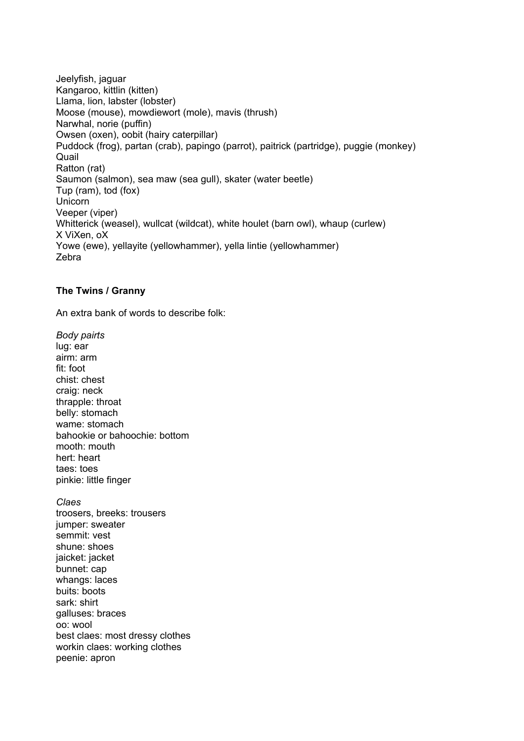Jeelyfish, jaguar
Kangaroo, kittlin (kitten)
Llama, lion, labster (lobster)
Moose (mouse), mowdiewort (mole), mavis (thrush)
Narwhal, norie (puffin)
Owsen (oxen), oobit (hairy caterpillar)
Puddock (frog), partan (crab), papingo (parrot), paitrick (partridge), puggie (monkey)
Quail
Ratton (rat)
Saumon (salmon), sea maw (sea gull), skater (water beetle)
Tup (ram), tod (fox)
Unicorn
Veeper (viper)
Whitterick (weasel), wullcat (wildcat), white houlet (barn owl), whaup (curlew)
X ViXen, oX
Yowe (ewe), yellayite (yellowhammer), yella lintie (yellowhammer)
Zebra

**The Twins / Granny**

An extra bank of words to describe folk:

*Body pairts*
lug: ear
airm: arm
fit: foot
chist: chest
craig: neck
thrapple: throat
belly: stomach
wame: stomach
bahookie or bahoochie: bottom
mooth: mouth
hert: heart
taes: toes
pinkie: little finger

*Claes*
troosers, breeks: trousers
jumper: sweater
semmit: vest
shune: shoes
jaicket: jacket
bunnet: cap
whangs: laces
buits: boots
sark: shirt
galluses: braces
oo: wool
best claes: most dressy clothes
workin claes: working clothes
peenie: apron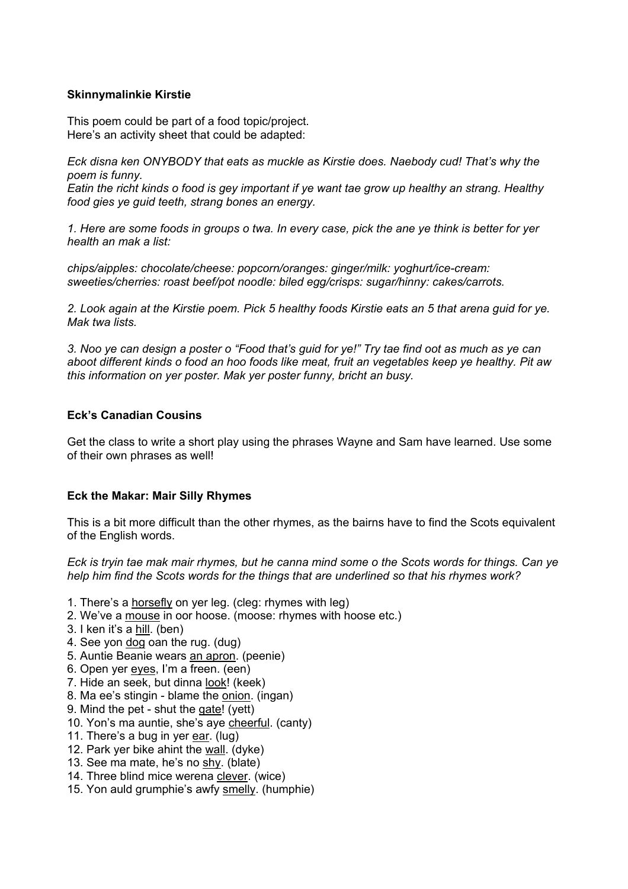**Skinnymalinkie Kirstie**

This poem could be part of a food topic/project.
Here's an activity sheet that could be adapted:

*Eck disna ken ONYBODY that eats as muckle as Kirstie does. Naebody cud! That's why the poem is funny.*
*Eatin the richt kinds o food is gey important if ye want tae grow up healthy an strang. Healthy food gies ye guid teeth, strang bones an energy.*

*1. Here are some foods in groups o twa. In every case, pick the ane ye think is better for yer health an mak a list:*

*chips/aipples: chocolate/cheese: popcorn/oranges: ginger/milk: yoghurt/ice-cream: sweeties/cherries: roast beef/pot noodle: biled egg/crisps: sugar/hinny: cakes/carrots.*

*2. Look again at the Kirstie poem. Pick 5 healthy foods Kirstie eats an 5 that arena guid for ye. Mak twa lists.*

*3. Noo ye can design a poster o "Food that's guid for ye!" Try tae find oot as much as ye can aboot different kinds o food an hoo foods like meat, fruit an vegetables keep ye healthy. Pit aw this information on yer poster. Mak yer poster funny, bricht an busy.*

**Eck's Canadian Cousins**

Get the class to write a short play using the phrases Wayne and Sam have learned. Use some of their own phrases as well!

**Eck the Makar: Mair Silly Rhymes**

This is a bit more difficult than the other rhymes, as the bairns have to find the Scots equivalent of the English words.

*Eck is tryin tae mak mair rhymes, but he canna mind some o the Scots words for things. Can ye help him find the Scots words for the things that are underlined so that his rhymes work?*

1. There's a <u>horsefly</u> on yer leg. (cleg: rhymes with leg)
2. We've a <u>mouse</u> in oor hoose. (moose: rhymes with hoose etc.)
3. I ken it's a <u>hill</u>. (ben)
4. See yon <u>dog</u> oan the rug. (dug)
5. Auntie Beanie wears <u>an apron</u>. (peenie)
6. Open yer <u>eyes</u>, I'm a freen. (een)
7. Hide an seek, but dinna <u>look</u>! (keek)
8. Ma ee's stingin - blame the <u>onion</u>. (ingan)
9. Mind the pet - shut the <u>gate</u>! (yett)
10. Yon's ma auntie, she's aye <u>cheerful</u>. (canty)
11. There's a bug in yer <u>ear</u>. (lug)
12. Park yer bike ahint the <u>wall</u>. (dyke)
13. See ma mate, he's no <u>shy</u>. (blate)
14. Three blind mice werena <u>clever</u>. (wice)
15. Yon auld grumphie's awfy <u>smelly</u>. (humphie)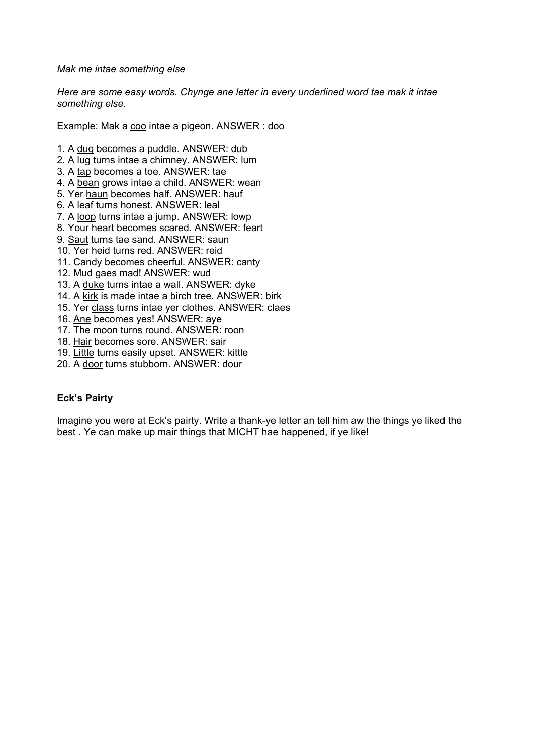*Mak me intae something else*

*Here are some easy words. Chynge ane letter in every underlined word tae mak it intae something else.*

Example: Mak a <u>coo</u> intae a pigeon. ANSWER : doo

1. A <u>dug</u> becomes a puddle. ANSWER: dub
2. A <u>lug</u> turns intae a chimney. ANSWER: lum
3. A <u>tap</u> becomes a toe. ANSWER: tae
4. A <u>bean</u> grows intae a child. ANSWER: wean
5. Yer <u>haun</u> becomes half. ANSWER: hauf
6. A <u>leaf</u> turns honest. ANSWER: leal
7. A <u>loop</u> turns intae a jump. ANSWER: lowp
8. Your <u>heart</u> becomes scared. ANSWER: feart
9. <u>Saut</u> turns tae sand. ANSWER: saun
10. Yer heid turns red. ANSWER: reid
11. <u>Candy</u> becomes cheerful. ANSWER: canty
12. <u>Mud</u> gaes mad! ANSWER: wud
13. A <u>duke</u> turns intae a wall. ANSWER: dyke
14. A <u>kirk</u> is made intae a birch tree. ANSWER: birk
15. Yer <u>class</u> turns intae yer clothes. ANSWER: claes
16. <u>Ane</u> becomes yes! ANSWER: aye
17. The <u>moon</u> turns round. ANSWER: roon
18. <u>Hair</u> becomes sore. ANSWER: sair
19. <u>Little</u> turns easily upset. ANSWER: kittle
20. A <u>door</u> turns stubborn. ANSWER: dour

**Eck's Pairty**

Imagine you were at Eck's pairty. Write a thank-ye letter an tell him aw the things ye liked the best . Ye can make up mair things that MICHT hae happened, if ye like!